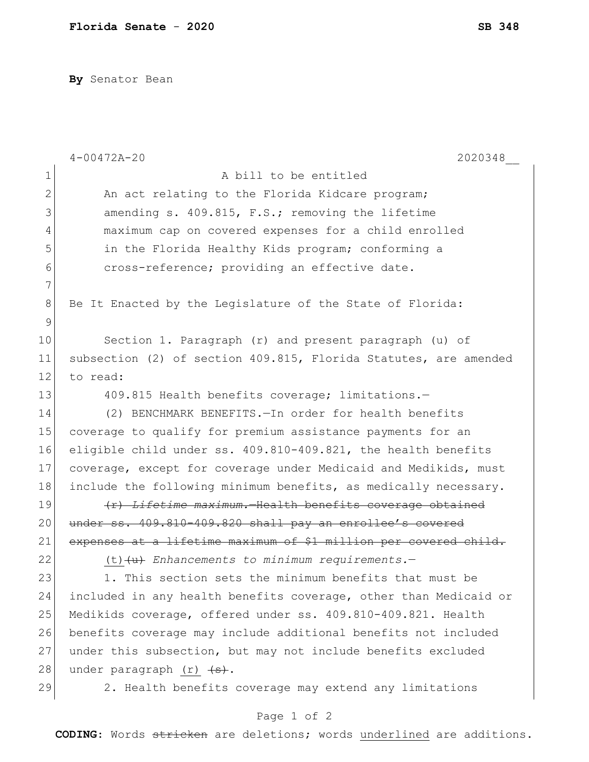**By** Senator Bean

4-00472A-20 2020348__

A bill to be entitled

An act relating to the Florida Kidcare program; amending s. 409.815, F.S.; removing the lifetime maximum cap on covered expenses for a child enrolled in the Florida Healthy Kids program; conforming a cross-reference; providing an effective date.

Be It Enacted by the Legislature of the State of Florida:

Section 1. Paragraph (r) and present paragraph (u) of subsection (2) of section 409.815, Florida Statutes, are amended to read:

409.815 Health benefits coverage; limitations.—

(2) BENCHMARK BENEFITS.—In order for health benefits coverage to qualify for premium assistance payments for an eligible child under ss. 409.810-409.821, the health benefits coverage, except for coverage under Medicaid and Medikids, must include the following minimum benefits, as medically necessary.

~~(r) *Lifetime maximum.*—Health benefits coverage obtained under ss. 409.810-409.820 shall pay an enrollee's covered expenses at a lifetime maximum of $1 million per covered child.~~

<u>(t)</u>~~(u)~~ *Enhancements to minimum requirements.*—

1. This section sets the minimum benefits that must be included in any health benefits coverage, other than Medicaid or Medikids coverage, offered under ss. 409.810-409.821. Health benefits coverage may include additional benefits not included under this subsection, but may not include benefits excluded under paragraph <u>(r)</u> ~~(s)~~.

2. Health benefits coverage may extend any limitations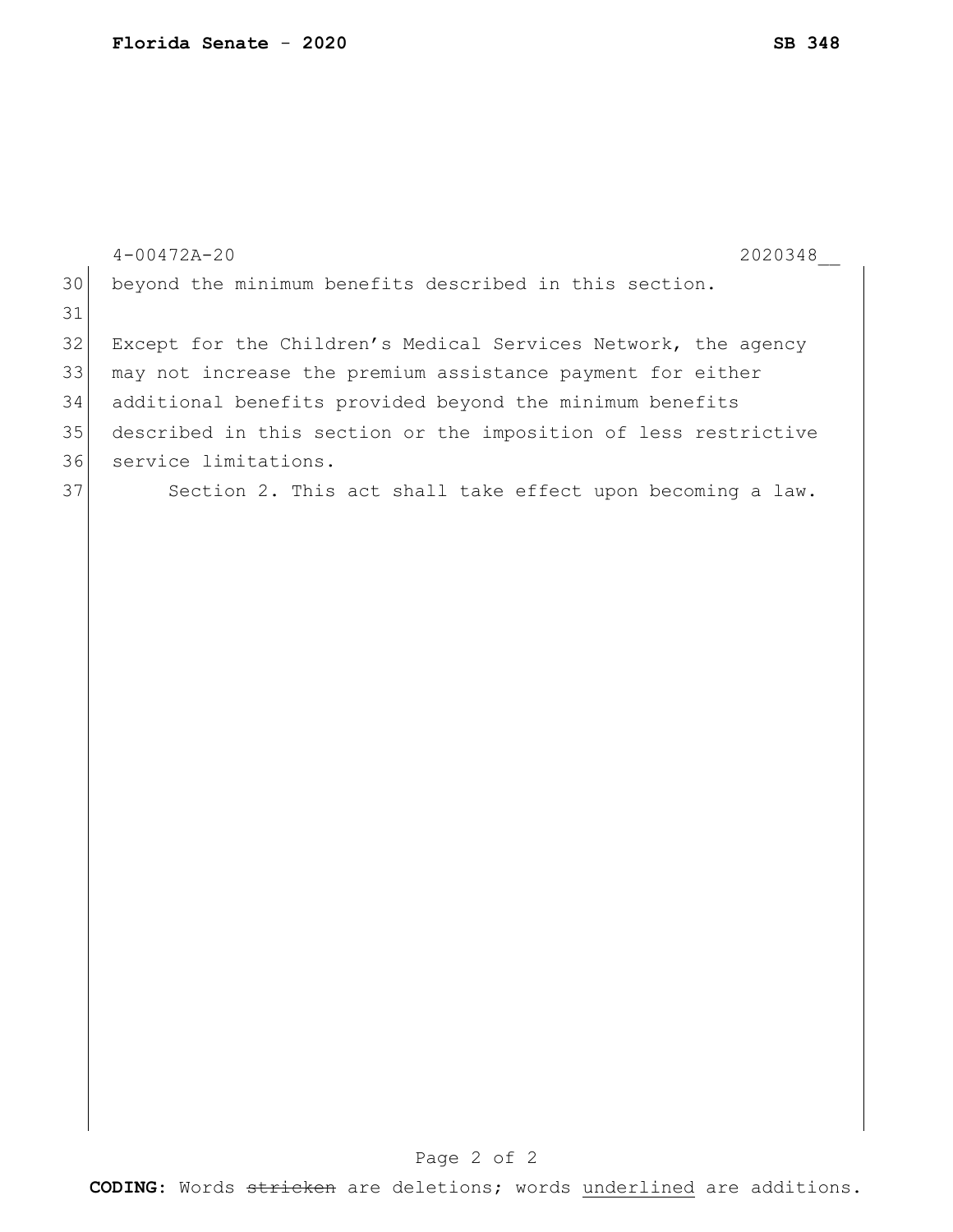beyond the minimum benefits described in this section.

Except for the Children's Medical Services Network, the agency may not increase the premium assistance payment for either additional benefits provided beyond the minimum benefits described in this section or the imposition of less restrictive service limitations.

Section 2. This act shall take effect upon becoming a law.